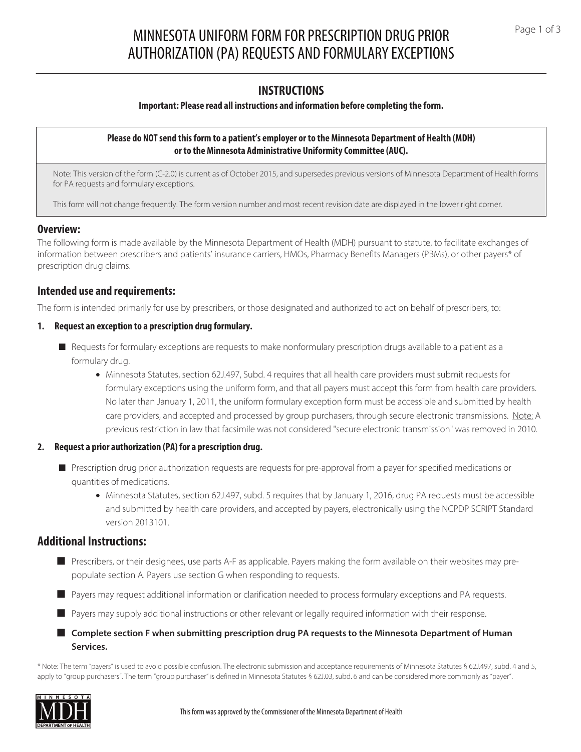# MINNESOTA UNIFORM FORM FOR PRESCRIPTION DRUG PRIOR AUTHORIZATION (PA) REQUESTS AND FORMULARY EXCEPTIONS

## INSTRUCTIONS

**Important: Please read all instructions and information before completing the form.**

**Please do NOT send this form to a patient's employer or to the Minnesota Department of Health (MDH) or to the Minnesota Administrative Uniformity Committee (AUC).**

Note: This version of the form (C-2.0) is current as of October 2015, and supersedes previous versions of Minnesota Department of Health forms for PA requests and formulary exceptions.

This form will not change frequently. The form version number and most recent revision date are displayed in the lower right corner.

### Overview:

The following form is made available by the Minnesota Department of Health (MDH) pursuant to statute, to facilitate exchanges of information between prescribers and patients' insurance carriers, HMOs, Pharmacy Benefits Managers (PBMs), or other payers* of prescription drug claims.

### Intended use and requirements:

The form is intended primarily for use by prescribers, or those designated and authorized to act on behalf of prescribers, to:

**1. Request an exception to a prescription drug formulary.**

- Requests for formulary exceptions are requests to make nonformulary prescription drugs available to a patient as a formulary drug.
  - Minnesota Statutes, section 62J.497, Subd. 4 requires that all health care providers must submit requests for formulary exceptions using the uniform form, and that all payers must accept this form from health care providers. No later than January 1, 2011, the uniform formulary exception form must be accessible and submitted by health care providers, and accepted and processed by group purchasers, through secure electronic transmissions. Note: A previous restriction in law that facsimile was not considered "secure electronic transmission" was removed in 2010.

**2. Request a prior authorization (PA) for a prescription drug.**

- Prescription drug prior authorization requests are requests for pre-approval from a payer for specified medications or quantities of medications.
  - Minnesota Statutes, section 62J.497, subd. 5 requires that by January 1, 2016, drug PA requests must be accessible and submitted by health care providers, and accepted by payers, electronically using the NCPDP SCRIPT Standard version 2013101.

### Additional Instructions:

- Prescribers, or their designees, use parts A-F as applicable. Payers making the form available on their websites may pre-populate section A. Payers use section G when responding to requests.
- Payers may request additional information or clarification needed to process formulary exceptions and PA requests.
- Payers may supply additional instructions or other relevant or legally required information with their response.
- **Complete section F when submitting prescription drug PA requests to the Minnesota Department of Human Services.**

\* Note: The term "payers" is used to avoid possible confusion. The electronic submission and acceptance requirements of Minnesota Statutes § 62J.497, subd. 4 and 5, apply to "group purchasers". The term "group purchaser" is defined in Minnesota Statutes § 62J.03, subd. 6 and can be considered more commonly as "payer".

MINNESOTA MDH DEPARTMENT OF HEALTH

This form was approved by the Commissioner of the Minnesota Department of Health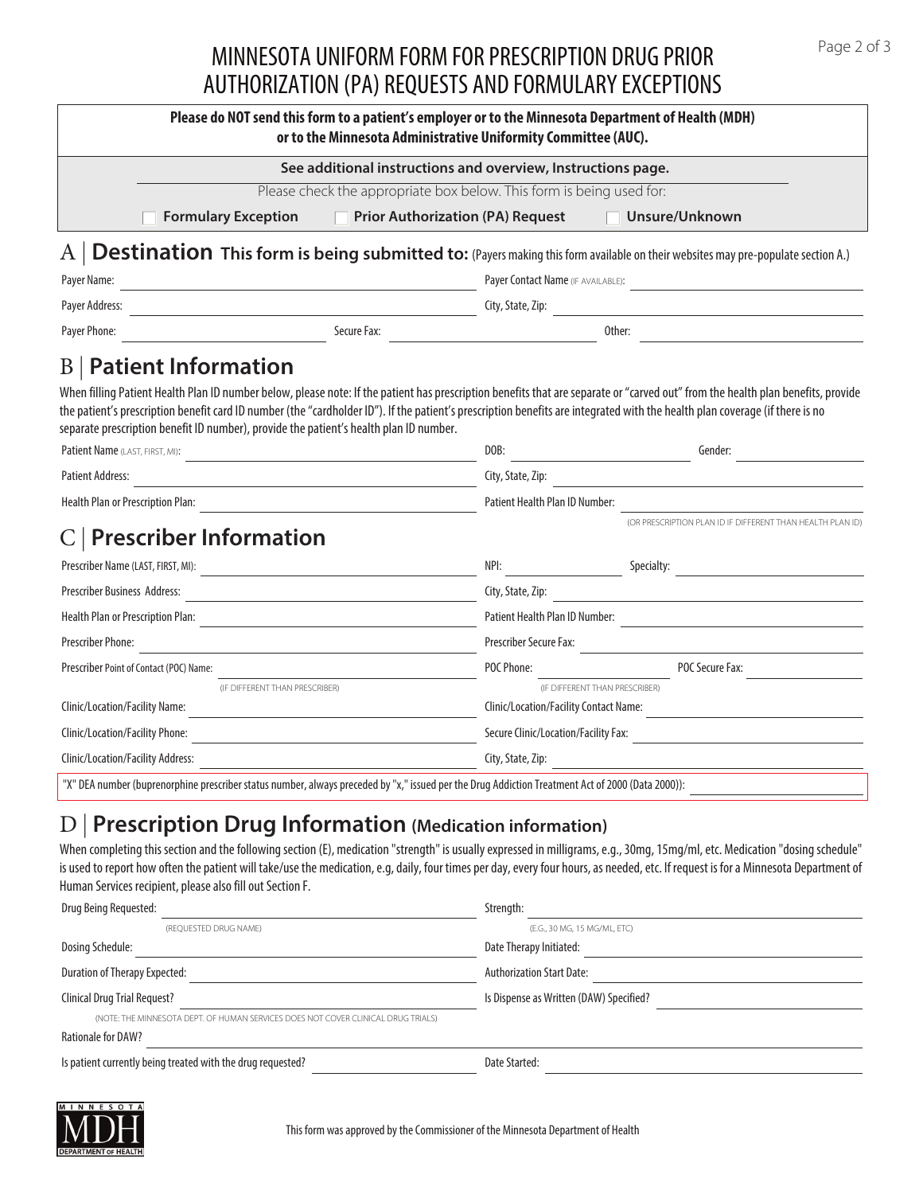# MINNESOTA UNIFORM FORM FOR PRESCRIPTION DRUG PRIOR AUTHORIZATION (PA) REQUESTS AND FORMULARY EXCEPTIONS

**Please do NOT send this form to a patient's employer or to the Minnesota Department of Health (MDH) or to the Minnesota Administrative Uniformity Committee (AUC).**

**See additional instructions and overview, Instructions page.**

Please check the appropriate box below. This form is being used for:

☐ **Formulary Exception** ☐ **Prior Authorization (PA) Request** ☐ **Unsure/Unknown**

## A | Destination This form is being submitted to: (Payers making this form available on their websites may pre-populate section A.)

Payer Name: ____________ Payer Contact Name (IF AVAILABLE): ____________

Payer Address: ____________ City, State, Zip: ____________

Payer Phone: ____________ Secure Fax: ____________ Other: ____________

## B | Patient Information

When filling Patient Health Plan ID number below, please note: If the patient has prescription benefits that are separate or "carved out" from the health plan benefits, provide the patient's prescription benefit card ID number (the "cardholder ID"). If the patient's prescription benefits are integrated with the health plan coverage (if there is no separate prescription benefit ID number), provide the patient's health plan ID number.

Patient Name (LAST, FIRST, MI): ____________ DOB: ____________ Gender: ____________

Patient Address: ____________ City, State, Zip: ____________

Health Plan or Prescription Plan: ____________ Patient Health Plan ID Number: ____________ (OR PRESCRIPTION PLAN ID IF DIFFERENT THAN HEALTH PLAN ID)

## C | Prescriber Information

Prescriber Name (LAST, FIRST, MI): ____________ NPI: ____________ Specialty: ____________

Prescriber Business Address: ____________ City, State, Zip: ____________

Health Plan or Prescription Plan: ____________ Patient Health Plan ID Number: ____________

Prescriber Phone: ____________ Prescriber Secure Fax: ____________

Prescriber Point of Contact (POC) Name: ____________ (IF DIFFERENT THAN PRESCRIBER) POC Phone: ____________ (IF DIFFERENT THAN PRESCRIBER) POC Secure Fax: ____________

Clinic/Location/Facility Name: ____________ Clinic/Location/Facility Contact Name: ____________

Clinic/Location/Facility Phone: ____________ Secure Clinic/Location/Facility Fax: ____________

Clinic/Location/Facility Address: ____________ City, State, Zip: ____________

"X" DEA number (buprenorphine prescriber status number, always preceded by "x," issued per the Drug Addiction Treatment Act of 2000 (Data 2000)): ____________

## D | Prescription Drug Information (Medication information)

When completing this section and the following section (E), medication "strength" is usually expressed in milligrams, e.g., 30mg, 15mg/ml, etc. Medication "dosing schedule" is used to report how often the patient will take/use the medication, e.g, daily, four times per day, every four hours, as needed, etc. If request is for a Minnesota Department of Human Services recipient, please also fill out Section F.

Drug Being Requested: ____________ (REQUESTED DRUG NAME) Strength: ____________ (E.G., 30 MG, 15 MG/ML, ETC)

Dosing Schedule: ____________ Date Therapy Initiated: ____________

Duration of Therapy Expected: ____________ Authorization Start Date: ____________

Clinical Drug Trial Request? ____________ Is Dispense as Written (DAW) Specified? ____________

(NOTE: THE MINNESOTA DEPT. OF HUMAN SERVICES DOES NOT COVER CLINICAL DRUG TRIALS)

Rationale for DAW? ____________

Is patient currently being treated with the drug requested? ____________ Date Started: ____________

MINNESOTA MDH DEPARTMENT OF HEALTH

This form was approved by the Commissioner of the Minnesota Department of Health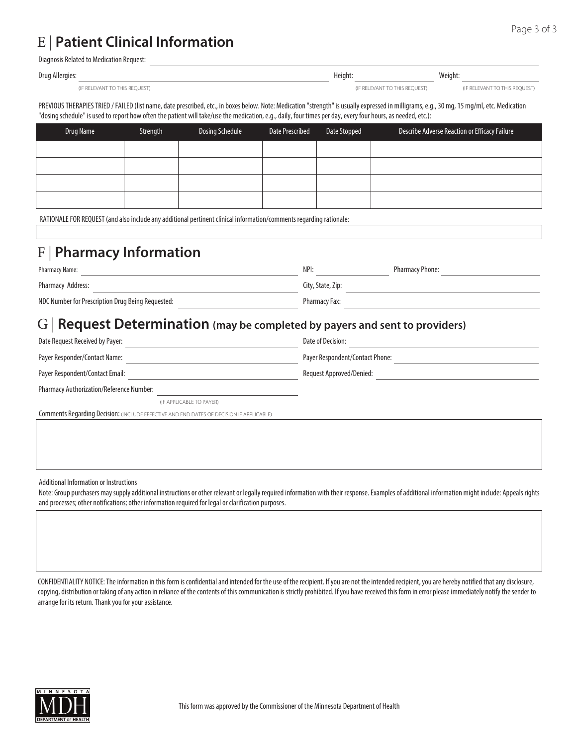## E | Patient Clinical Information

Diagnosis Related to Medication Request: \_\_\_\_\_\_\_\_\_\_\_\_\_\_\_\_\_\_\_\_

Drug Allergies: \_\_\_\_\_\_\_\_\_\_\_\_\_\_\_\_\_\_\_\_ (IF RELEVANT TO THIS REQUEST)

Height: \_\_\_\_\_\_\_\_\_\_ (IF RELEVANT TO THIS REQUEST)

Weight: \_\_\_\_\_\_\_\_\_\_ (IF RELEVANT TO THIS REQUEST)

PREVIOUS THERAPIES TRIED / FAILED (list name, date prescribed, etc., in boxes below. Note: Medication "strength" is usually expressed in milligrams, e.g., 30 mg, 15 mg/ml, etc. Medication "dosing schedule" is used to report how often the patient will take/use the medication, e.g., daily, four times per day, every four hours, as needed, etc.):

| Drug Name | Strength | Dosing Schedule | Date Prescribed | Date Stopped | Describe Adverse Reaction or Efficacy Failure |
|---|---|---|---|---|---|
| | | | | | |
| | | | | | |
| | | | | | |
| | | | | | |

RATIONALE FOR REQUEST (and also include any additional pertinent clinical information/comments regarding rationale:

## F | Pharmacy Information

Pharmacy Name: \_\_\_\_\_\_\_\_\_\_\_\_\_\_\_\_\_\_\_\_

NPI: \_\_\_\_\_\_\_\_\_\_

Pharmacy Phone: \_\_\_\_\_\_\_\_\_\_

Pharmacy Address: \_\_\_\_\_\_\_\_\_\_\_\_\_\_\_\_\_\_\_\_

City, State, Zip: \_\_\_\_\_\_\_\_\_\_\_\_\_\_\_\_\_\_\_\_

NDC Number for Prescription Drug Being Requested: \_\_\_\_\_\_\_\_\_\_

Pharmacy Fax: \_\_\_\_\_\_\_\_\_\_\_\_\_\_\_\_\_\_\_\_

## G | Request Determination (may be completed by payers and sent to providers)

Date Request Received by Payer: \_\_\_\_\_\_\_\_\_\_\_\_\_\_\_\_\_\_\_\_

Date of Decision: \_\_\_\_\_\_\_\_\_\_\_\_\_\_\_\_\_\_\_\_

Payer Responder/Contact Name: \_\_\_\_\_\_\_\_\_\_\_\_\_\_\_\_\_\_\_\_

Payer Respondent/Contact Phone: \_\_\_\_\_\_\_\_\_\_\_\_\_\_\_\_\_\_\_\_

Payer Respondent/Contact Email: \_\_\_\_\_\_\_\_\_\_\_\_\_\_\_\_\_\_\_\_

Request Approved/Denied: \_\_\_\_\_\_\_\_\_\_\_\_\_\_\_\_\_\_\_\_

Pharmacy Authorization/Reference Number: \_\_\_\_\_\_\_\_\_\_ (IF APPLICABLE TO PAYER)

**Comments Regarding Decision:** (INCLUDE EFFECTIVE AND END DATES OF DECISION IF APPLICABLE)

Additional Information or Instructions

Note: Group purchasers may supply additional instructions or other relevant or legally required information with their response. Examples of additional information might include: Appeals rights and processes; other notifications; other information required for legal or clarification purposes.

CONFIDENTIALITY NOTICE: The information in this form is confidential and intended for the use of the recipient. If you are not the intended recipient, you are hereby notified that any disclosure, copying, distribution or taking of any action in reliance of the contents of this communication is strictly prohibited. If you have received this form in error please immediately notify the sender to arrange for its return. Thank you for your assistance.

MINNESOTA MDH DEPARTMENT OF HEALTH

This form was approved by the Commissioner of the Minnesota Department of Health